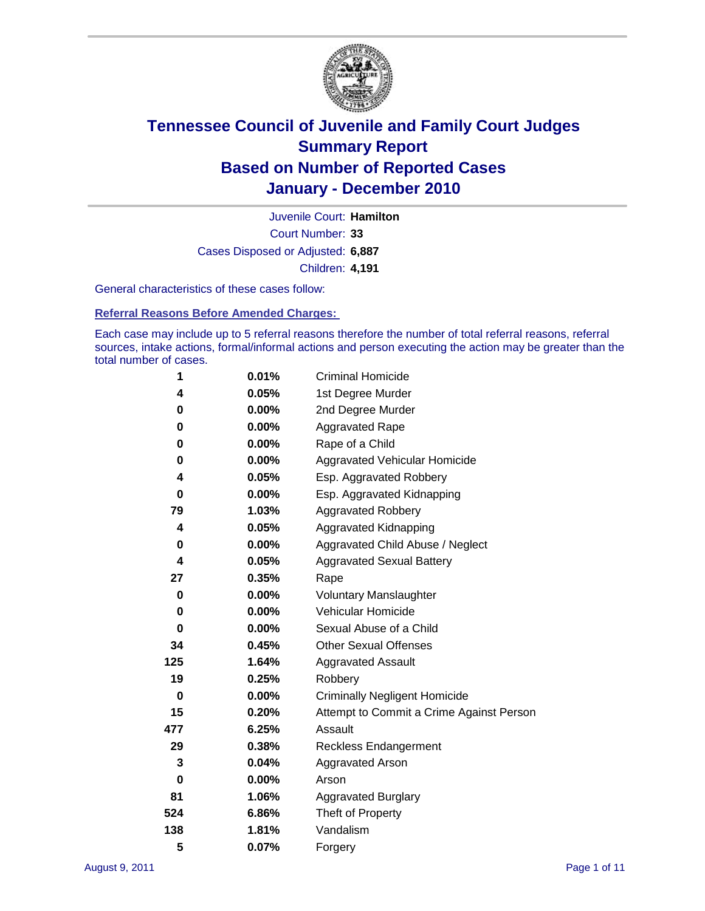# Tennessee Council of Juvenile and Family Court Judges
# Summary Report
# Based on Number of Reported Cases
# January - December 2010

Juvenile Court: **Hamilton**

Court Number: **33**

Cases Disposed or Adjusted: **6,887**

Children: **4,191**

General characteristics of these cases follow:

## Referral Reasons Before Amended Charges:

Each case may include up to 5 referral reasons therefore the number of total referral reasons, referral sources, intake actions, formal/informal actions and person executing the action may be greater than the total number of cases.

| Count | Percent | Referral Reason |
|---|---|---|
| 1 | 0.01% | Criminal Homicide |
| 4 | 0.05% | 1st Degree Murder |
| 0 | 0.00% | 2nd Degree Murder |
| 0 | 0.00% | Aggravated Rape |
| 0 | 0.00% | Rape of a Child |
| 0 | 0.00% | Aggravated Vehicular Homicide |
| 4 | 0.05% | Esp. Aggravated Robbery |
| 0 | 0.00% | Esp. Aggravated Kidnapping |
| 79 | 1.03% | Aggravated Robbery |
| 4 | 0.05% | Aggravated Kidnapping |
| 0 | 0.00% | Aggravated Child Abuse / Neglect |
| 4 | 0.05% | Aggravated Sexual Battery |
| 27 | 0.35% | Rape |
| 0 | 0.00% | Voluntary Manslaughter |
| 0 | 0.00% | Vehicular Homicide |
| 0 | 0.00% | Sexual Abuse of a Child |
| 34 | 0.45% | Other Sexual Offenses |
| 125 | 1.64% | Aggravated Assault |
| 19 | 0.25% | Robbery |
| 0 | 0.00% | Criminally Negligent Homicide |
| 15 | 0.20% | Attempt to Commit a Crime Against Person |
| 477 | 6.25% | Assault |
| 29 | 0.38% | Reckless Endangerment |
| 3 | 0.04% | Aggravated Arson |
| 0 | 0.00% | Arson |
| 81 | 1.06% | Aggravated Burglary |
| 524 | 6.86% | Theft of Property |
| 138 | 1.81% | Vandalism |
| 5 | 0.07% | Forgery |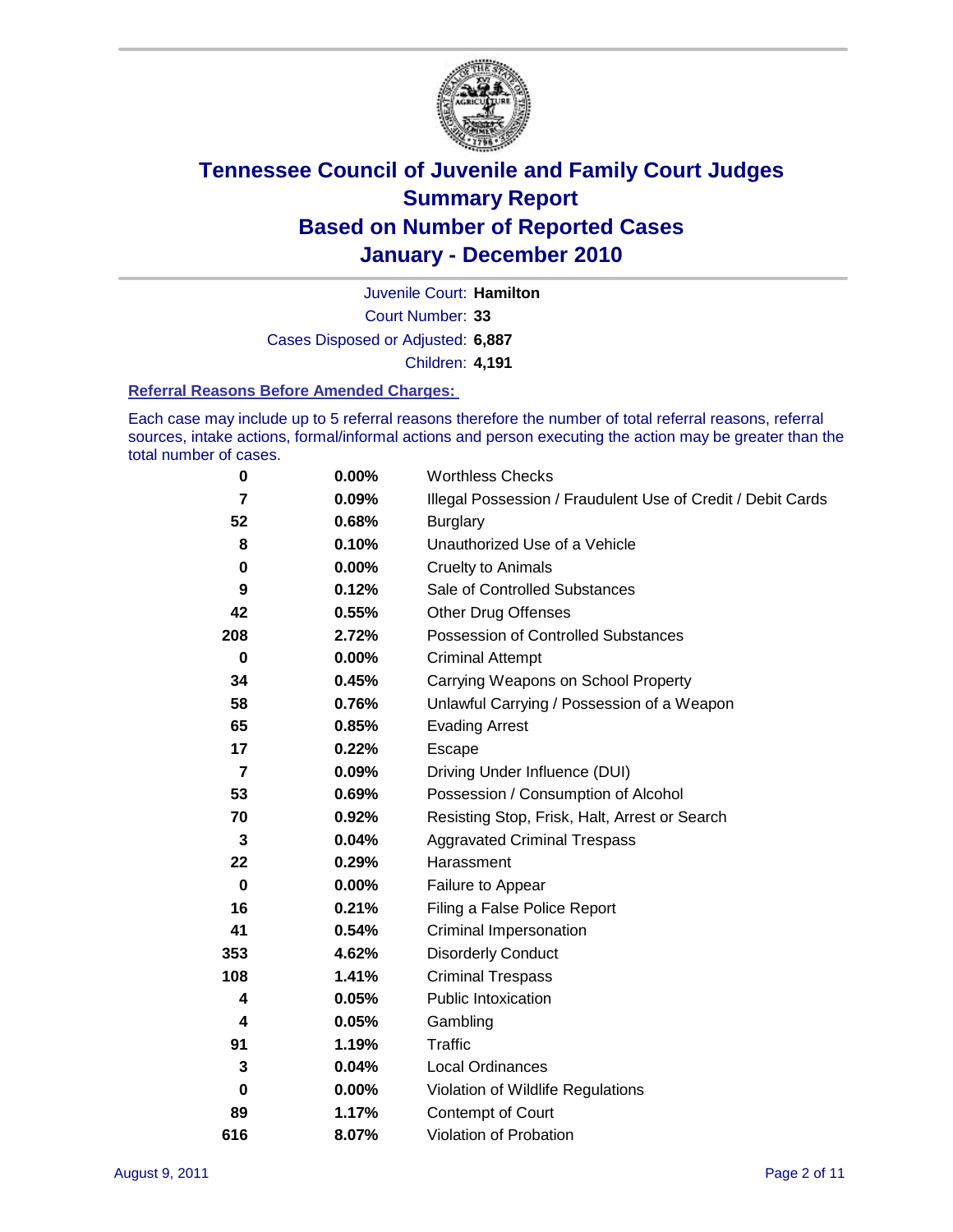# Tennessee Council of Juvenile and Family Court Judges
## Summary Report
## Based on Number of Reported Cases
## January - December 2010

Juvenile Court: **Hamilton**
Court Number: **33**
Cases Disposed or Adjusted: **6,887**
Children: **4,191**

### Referral Reasons Before Amended Charges:

Each case may include up to 5 referral reasons therefore the number of total referral reasons, referral sources, intake actions, formal/informal actions and person executing the action may be greater than the total number of cases.

| | | |
|---|---|---|
| 0 | 0.00% | Worthless Checks |
| 7 | 0.09% | Illegal Possession / Fraudulent Use of Credit / Debit Cards |
| 52 | 0.68% | Burglary |
| 8 | 0.10% | Unauthorized Use of a Vehicle |
| 0 | 0.00% | Cruelty to Animals |
| 9 | 0.12% | Sale of Controlled Substances |
| 42 | 0.55% | Other Drug Offenses |
| 208 | 2.72% | Possession of Controlled Substances |
| 0 | 0.00% | Criminal Attempt |
| 34 | 0.45% | Carrying Weapons on School Property |
| 58 | 0.76% | Unlawful Carrying / Possession of a Weapon |
| 65 | 0.85% | Evading Arrest |
| 17 | 0.22% | Escape |
| 7 | 0.09% | Driving Under Influence (DUI) |
| 53 | 0.69% | Possession / Consumption of Alcohol |
| 70 | 0.92% | Resisting Stop, Frisk, Halt, Arrest or Search |
| 3 | 0.04% | Aggravated Criminal Trespass |
| 22 | 0.29% | Harassment |
| 0 | 0.00% | Failure to Appear |
| 16 | 0.21% | Filing a False Police Report |
| 41 | 0.54% | Criminal Impersonation |
| 353 | 4.62% | Disorderly Conduct |
| 108 | 1.41% | Criminal Trespass |
| 4 | 0.05% | Public Intoxication |
| 4 | 0.05% | Gambling |
| 91 | 1.19% | Traffic |
| 3 | 0.04% | Local Ordinances |
| 0 | 0.00% | Violation of Wildlife Regulations |
| 89 | 1.17% | Contempt of Court |
| 616 | 8.07% | Violation of Probation |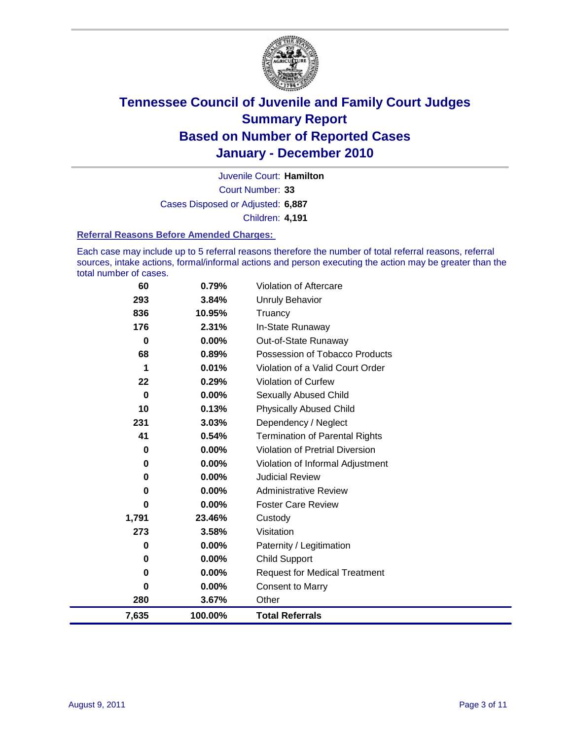# Tennessee Council of Juvenile and Family Court Judges
## Summary Report
## Based on Number of Reported Cases
## January - December 2010

Juvenile Court: **Hamilton**

Court Number: **33**

Cases Disposed or Adjusted: **6,887**

Children: **4,191**

### Referral Reasons Before Amended Charges:

Each case may include up to 5 referral reasons therefore the number of total referral reasons, referral sources, intake actions, formal/informal actions and person executing the action may be greater than the total number of cases.

| | | |
|---|---|---|
| 60 | 0.79% | Violation of Aftercare |
| 293 | 3.84% | Unruly Behavior |
| 836 | 10.95% | Truancy |
| 176 | 2.31% | In-State Runaway |
| 0 | 0.00% | Out-of-State Runaway |
| 68 | 0.89% | Possession of Tobacco Products |
| 1 | 0.01% | Violation of a Valid Court Order |
| 22 | 0.29% | Violation of Curfew |
| 0 | 0.00% | Sexually Abused Child |
| 10 | 0.13% | Physically Abused Child |
| 231 | 3.03% | Dependency / Neglect |
| 41 | 0.54% | Termination of Parental Rights |
| 0 | 0.00% | Violation of Pretrial Diversion |
| 0 | 0.00% | Violation of Informal Adjustment |
| 0 | 0.00% | Judicial Review |
| 0 | 0.00% | Administrative Review |
| 0 | 0.00% | Foster Care Review |
| 1,791 | 23.46% | Custody |
| 273 | 3.58% | Visitation |
| 0 | 0.00% | Paternity / Legitimation |
| 0 | 0.00% | Child Support |
| 0 | 0.00% | Request for Medical Treatment |
| 0 | 0.00% | Consent to Marry |
| 280 | 3.67% | Other |
| **7,635** | **100.00%** | **Total Referrals** |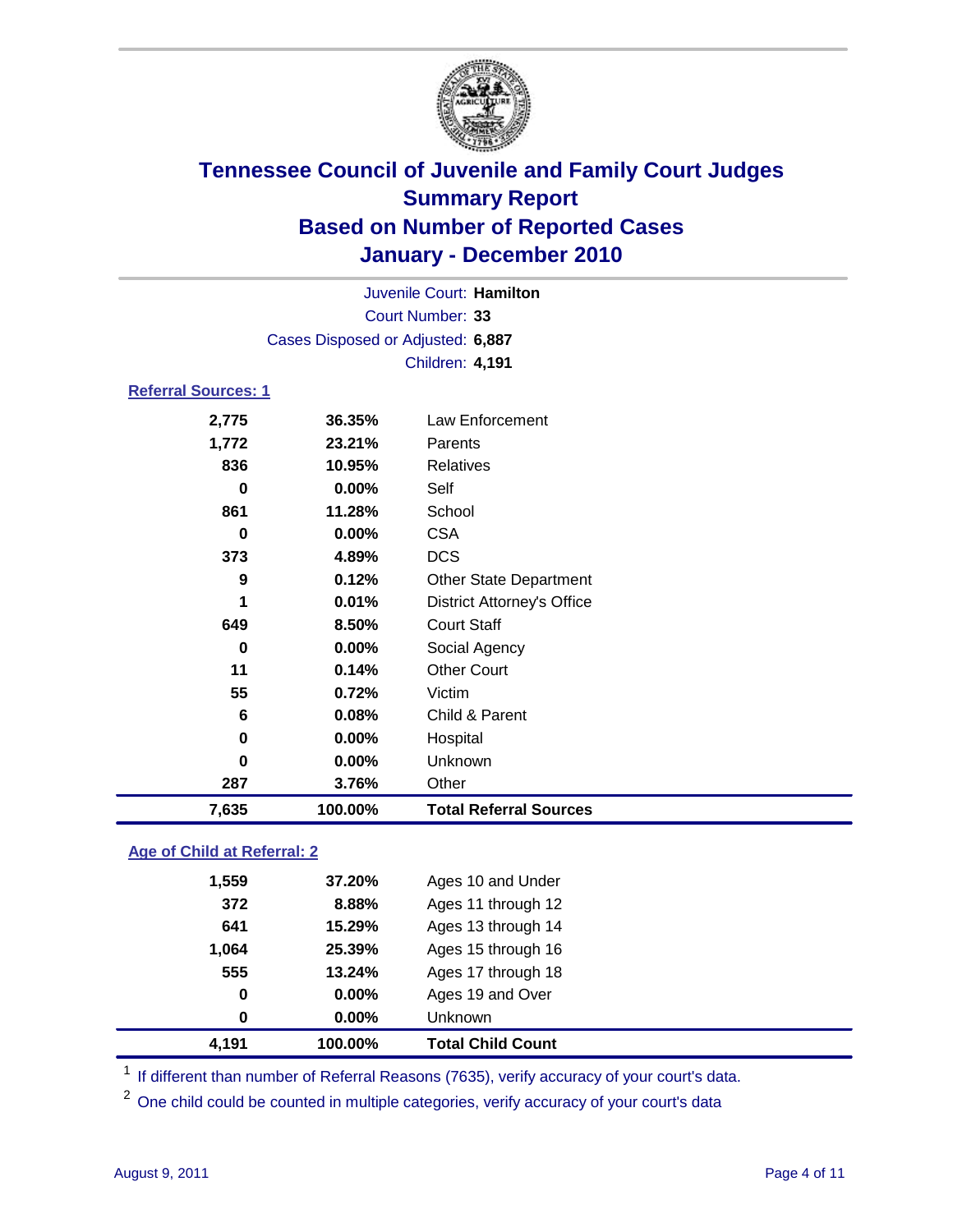# Tennessee Council of Juvenile and Family Court Judges
## Summary Report
## Based on Number of Reported Cases
## January - December 2010

Juvenile Court: **Hamilton**

Court Number: **33**

Cases Disposed or Adjusted: **6,887**

Children: **4,191**

### Referral Sources: 1

| | | |
|---|---|---|
| 2,775 | 36.35% | Law Enforcement |
| 1,772 | 23.21% | Parents |
| 836 | 10.95% | Relatives |
| 0 | 0.00% | Self |
| 861 | 11.28% | School |
| 0 | 0.00% | CSA |
| 373 | 4.89% | DCS |
| 9 | 0.12% | Other State Department |
| 1 | 0.01% | District Attorney's Office |
| 649 | 8.50% | Court Staff |
| 0 | 0.00% | Social Agency |
| 11 | 0.14% | Other Court |
| 55 | 0.72% | Victim |
| 6 | 0.08% | Child & Parent |
| 0 | 0.00% | Hospital |
| 0 | 0.00% | Unknown |
| 287 | 3.76% | Other |
| **7,635** | **100.00%** | **Total Referral Sources** |

### Age of Child at Referral: 2

| | | |
|---|---|---|
| 1,559 | 37.20% | Ages 10 and Under |
| 372 | 8.88% | Ages 11 through 12 |
| 641 | 15.29% | Ages 13 through 14 |
| 1,064 | 25.39% | Ages 15 through 16 |
| 555 | 13.24% | Ages 17 through 18 |
| 0 | 0.00% | Ages 19 and Over |
| 0 | 0.00% | Unknown |
| **4,191** | **100.00%** | **Total Child Count** |

[1] If different than number of Referral Reasons (7635), verify accuracy of your court's data.

[2] One child could be counted in multiple categories, verify accuracy of your court's data

August 9, 2011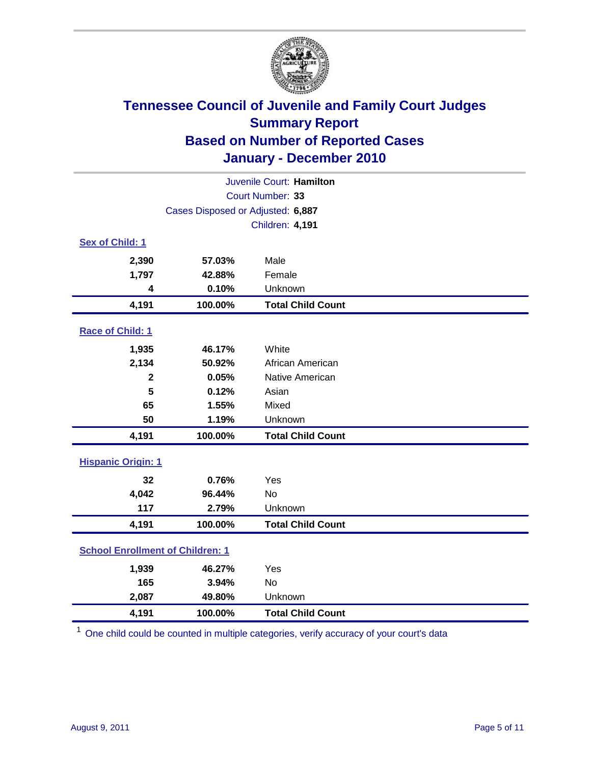# Tennessee Council of Juvenile and Family Court Judges
## Summary Report
## Based on Number of Reported Cases
## January - December 2010

Juvenile Court: **Hamilton**
Court Number: **33**
Cases Disposed or Adjusted: **6,887**
Children: **4,191**

### Sex of Child: 1

| | | |
|---|---|---|
| 2,390 | 57.03% | Male |
| 1,797 | 42.88% | Female |
| 4 | 0.10% | Unknown |
| **4,191** | **100.00%** | **Total Child Count** |

### Race of Child: 1

| | | |
|---|---|---|
| 1,935 | 46.17% | White |
| 2,134 | 50.92% | African American |
| 2 | 0.05% | Native American |
| 5 | 0.12% | Asian |
| 65 | 1.55% | Mixed |
| 50 | 1.19% | Unknown |
| **4,191** | **100.00%** | **Total Child Count** |

### Hispanic Origin: 1

| | | |
|---|---|---|
| 32 | 0.76% | Yes |
| 4,042 | 96.44% | No |
| 117 | 2.79% | Unknown |
| **4,191** | **100.00%** | **Total Child Count** |

### School Enrollment of Children: 1

| | | |
|---|---|---|
| 1,939 | 46.27% | Yes |
| 165 | 3.94% | No |
| 2,087 | 49.80% | Unknown |
| **4,191** | **100.00%** | **Total Child Count** |

[1] One child could be counted in multiple categories, verify accuracy of your court's data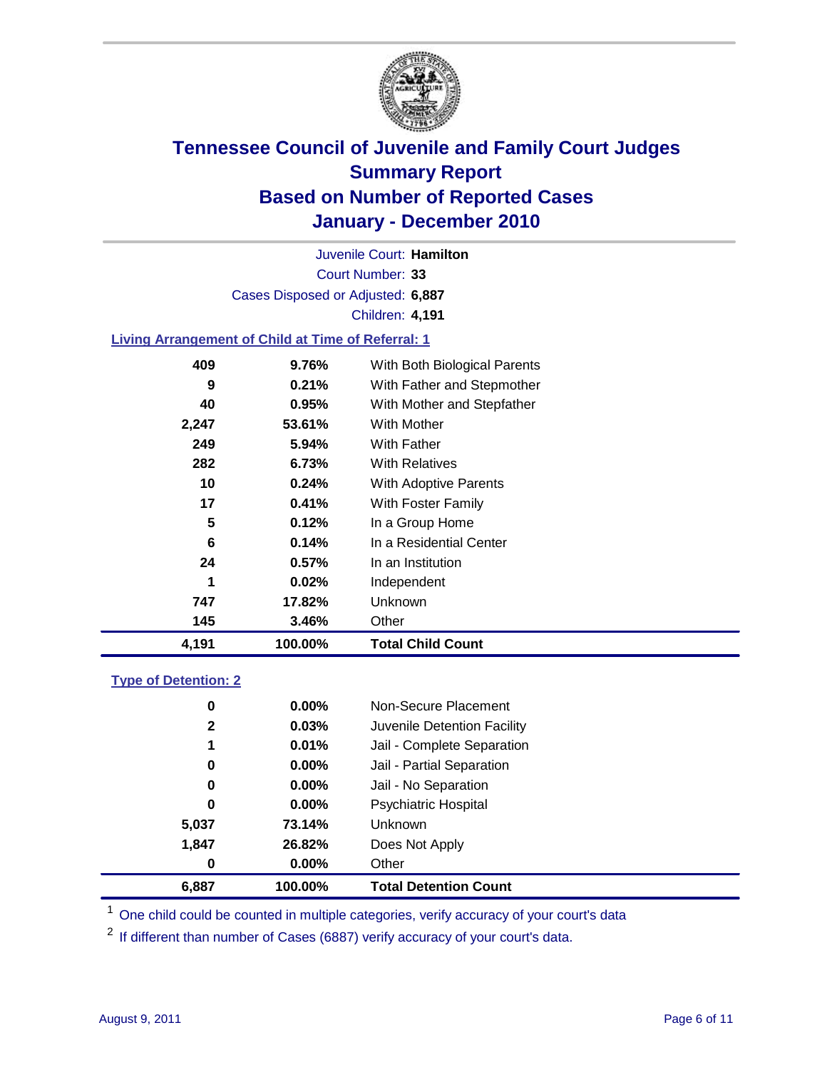# Tennessee Council of Juvenile and Family Court Judges
## Summary Report
## Based on Number of Reported Cases
## January - December 2010

Juvenile Court: **Hamilton**

Court Number: **33**

Cases Disposed or Adjusted: **6,887**

Children: **4,191**

### Living Arrangement of Child at Time of Referral: 1

| Count | Percent | Category |
|---|---|---|
| 409 | 9.76% | With Both Biological Parents |
| 9 | 0.21% | With Father and Stepmother |
| 40 | 0.95% | With Mother and Stepfather |
| 2,247 | 53.61% | With Mother |
| 249 | 5.94% | With Father |
| 282 | 6.73% | With Relatives |
| 10 | 0.24% | With Adoptive Parents |
| 17 | 0.41% | With Foster Family |
| 5 | 0.12% | In a Group Home |
| 6 | 0.14% | In a Residential Center |
| 24 | 0.57% | In an Institution |
| 1 | 0.02% | Independent |
| 747 | 17.82% | Unknown |
| 145 | 3.46% | Other |
| **4,191** | **100.00%** | **Total Child Count** |

### Type of Detention: 2

| Count | Percent | Category |
|---|---|---|
| 0 | 0.00% | Non-Secure Placement |
| 2 | 0.03% | Juvenile Detention Facility |
| 1 | 0.01% | Jail - Complete Separation |
| 0 | 0.00% | Jail - Partial Separation |
| 0 | 0.00% | Jail - No Separation |
| 0 | 0.00% | Psychiatric Hospital |
| 5,037 | 73.14% | Unknown |
| 1,847 | 26.82% | Does Not Apply |
| 0 | 0.00% | Other |
| **6,887** | **100.00%** | **Total Detention Count** |

[1] One child could be counted in multiple categories, verify accuracy of your court's data

[2] If different than number of Cases (6887) verify accuracy of your court's data.

August 9, 2011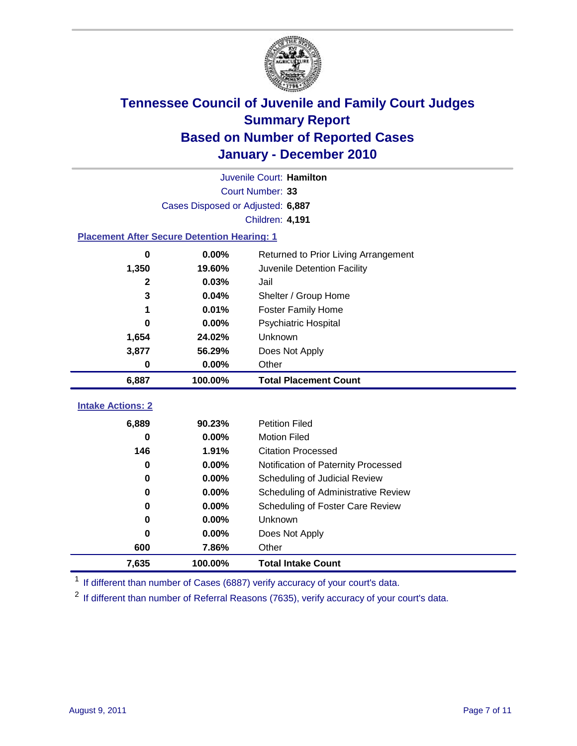# Tennessee Council of Juvenile and Family Court Judges
## Summary Report
## Based on Number of Reported Cases
## January - December 2010

Juvenile Court: **Hamilton**

Court Number: **33**

Cases Disposed or Adjusted: **6,887**

Children: **4,191**

### Placement After Secure Detention Hearing: 1

| | | |
|---|---|---|
| 0 | 0.00% | Returned to Prior Living Arrangement |
| 1,350 | 19.60% | Juvenile Detention Facility |
| 2 | 0.03% | Jail |
| 3 | 0.04% | Shelter / Group Home |
| 1 | 0.01% | Foster Family Home |
| 0 | 0.00% | Psychiatric Hospital |
| 1,654 | 24.02% | Unknown |
| 3,877 | 56.29% | Does Not Apply |
| 0 | 0.00% | Other |
| **6,887** | **100.00%** | **Total Placement Count** |

### Intake Actions: 2

| | | |
|---|---|---|
| 6,889 | 90.23% | Petition Filed |
| 0 | 0.00% | Motion Filed |
| 146 | 1.91% | Citation Processed |
| 0 | 0.00% | Notification of Paternity Processed |
| 0 | 0.00% | Scheduling of Judicial Review |
| 0 | 0.00% | Scheduling of Administrative Review |
| 0 | 0.00% | Scheduling of Foster Care Review |
| 0 | 0.00% | Unknown |
| 0 | 0.00% | Does Not Apply |
| 600 | 7.86% | Other |
| **7,635** | **100.00%** | **Total Intake Count** |

[1] If different than number of Cases (6887) verify accuracy of your court's data.

[2] If different than number of Referral Reasons (7635), verify accuracy of your court's data.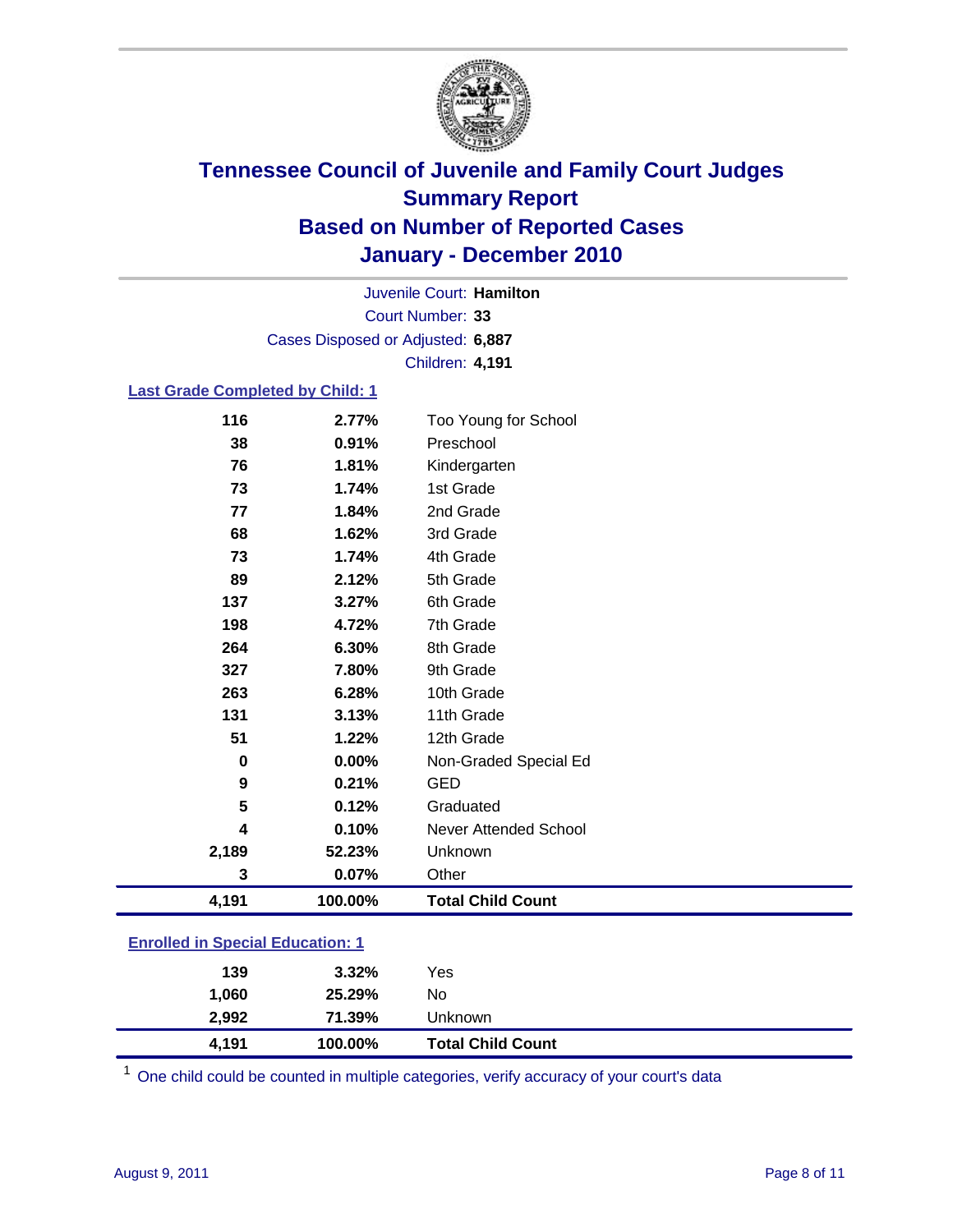# Tennessee Council of Juvenile and Family Court Judges
## Summary Report
## Based on Number of Reported Cases
## January - December 2010

Juvenile Court: **Hamilton**

Court Number: **33**

Cases Disposed or Adjusted: **6,887**

Children: **4,191**

### Last Grade Completed by Child: 1

| Count | Percent | Category |
|---|---|---|
| 116 | 2.77% | Too Young for School |
| 38 | 0.91% | Preschool |
| 76 | 1.81% | Kindergarten |
| 73 | 1.74% | 1st Grade |
| 77 | 1.84% | 2nd Grade |
| 68 | 1.62% | 3rd Grade |
| 73 | 1.74% | 4th Grade |
| 89 | 2.12% | 5th Grade |
| 137 | 3.27% | 6th Grade |
| 198 | 4.72% | 7th Grade |
| 264 | 6.30% | 8th Grade |
| 327 | 7.80% | 9th Grade |
| 263 | 6.28% | 10th Grade |
| 131 | 3.13% | 11th Grade |
| 51 | 1.22% | 12th Grade |
| 0 | 0.00% | Non-Graded Special Ed |
| 9 | 0.21% | GED |
| 5 | 0.12% | Graduated |
| 4 | 0.10% | Never Attended School |
| 2,189 | 52.23% | Unknown |
| 3 | 0.07% | Other |
| **4,191** | **100.00%** | **Total Child Count** |

### Enrolled in Special Education: 1

| Count | Percent | Category |
|---|---|---|
| 139 | 3.32% | Yes |
| 1,060 | 25.29% | No |
| 2,992 | 71.39% | Unknown |
| **4,191** | **100.00%** | **Total Child Count** |

[1] One child could be counted in multiple categories, verify accuracy of your court's data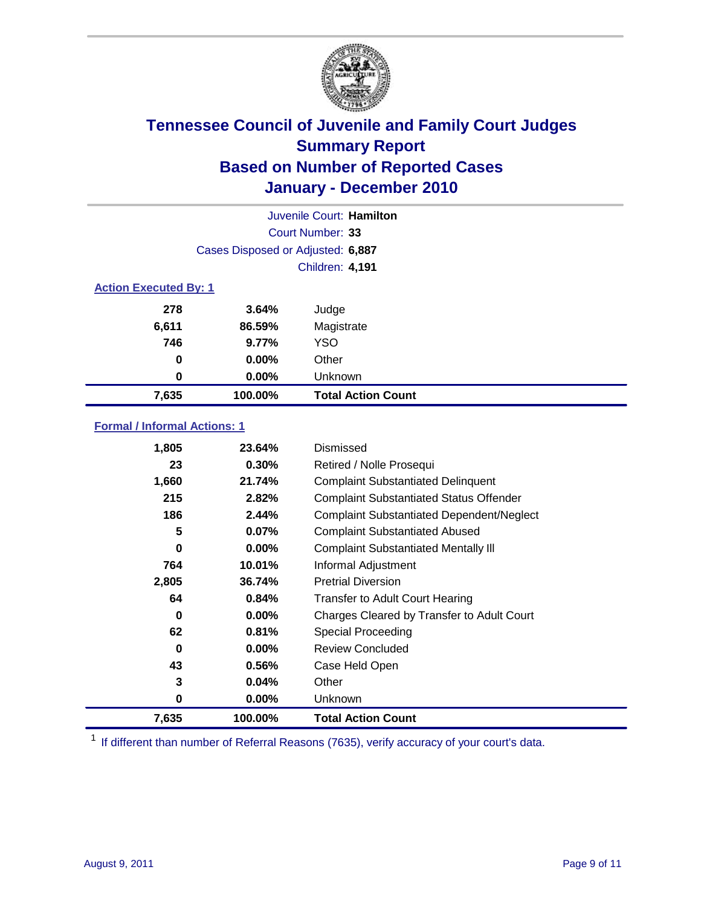# Tennessee Council of Juvenile and Family Court Judges
## Summary Report
## Based on Number of Reported Cases
## January - December 2010

Juvenile Court: **Hamilton**

Court Number: **33**

Cases Disposed or Adjusted: **6,887**

Children: **4,191**

### Action Executed By: 1

| | | |
|---|---|---|
| 278 | 3.64% | Judge |
| 6,611 | 86.59% | Magistrate |
| 746 | 9.77% | YSO |
| 0 | 0.00% | Other |
| 0 | 0.00% | Unknown |
| **7,635** | **100.00%** | **Total Action Count** |

### Formal / Informal Actions: 1

| | | |
|---|---|---|
| 1,805 | 23.64% | Dismissed |
| 23 | 0.30% | Retired / Nolle Prosequi |
| 1,660 | 21.74% | Complaint Substantiated Delinquent |
| 215 | 2.82% | Complaint Substantiated Status Offender |
| 186 | 2.44% | Complaint Substantiated Dependent/Neglect |
| 5 | 0.07% | Complaint Substantiated Abused |
| 0 | 0.00% | Complaint Substantiated Mentally Ill |
| 764 | 10.01% | Informal Adjustment |
| 2,805 | 36.74% | Pretrial Diversion |
| 64 | 0.84% | Transfer to Adult Court Hearing |
| 0 | 0.00% | Charges Cleared by Transfer to Adult Court |
| 62 | 0.81% | Special Proceeding |
| 0 | 0.00% | Review Concluded |
| 43 | 0.56% | Case Held Open |
| 3 | 0.04% | Other |
| 0 | 0.00% | Unknown |
| **7,635** | **100.00%** | **Total Action Count** |

[1] If different than number of Referral Reasons (7635), verify accuracy of your court's data.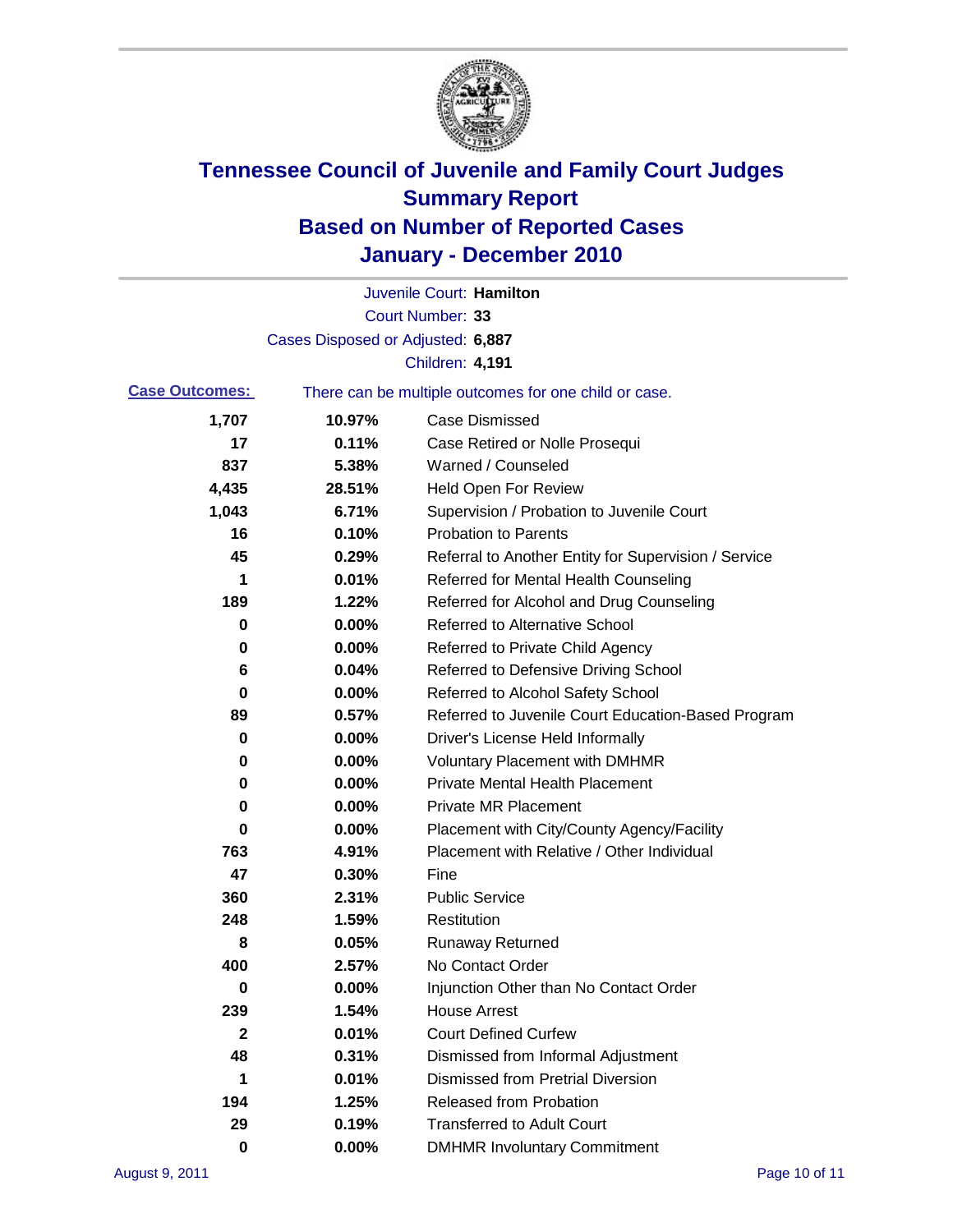# Tennessee Council of Juvenile and Family Court Judges
# Summary Report
# Based on Number of Reported Cases
# January - December 2010

Juvenile Court: **Hamilton**

Court Number: **33**

Cases Disposed or Adjusted: **6,887**

Children: **4,191**

**Case Outcomes:** There can be multiple outcomes for one child or case.

| | | |
|---|---|---|
| 1,707 | 10.97% | Case Dismissed |
| 17 | 0.11% | Case Retired or Nolle Prosequi |
| 837 | 5.38% | Warned / Counseled |
| 4,435 | 28.51% | Held Open For Review |
| 1,043 | 6.71% | Supervision / Probation to Juvenile Court |
| 16 | 0.10% | Probation to Parents |
| 45 | 0.29% | Referral to Another Entity for Supervision / Service |
| 1 | 0.01% | Referred for Mental Health Counseling |
| 189 | 1.22% | Referred for Alcohol and Drug Counseling |
| 0 | 0.00% | Referred to Alternative School |
| 0 | 0.00% | Referred to Private Child Agency |
| 6 | 0.04% | Referred to Defensive Driving School |
| 0 | 0.00% | Referred to Alcohol Safety School |
| 89 | 0.57% | Referred to Juvenile Court Education-Based Program |
| 0 | 0.00% | Driver's License Held Informally |
| 0 | 0.00% | Voluntary Placement with DMHMR |
| 0 | 0.00% | Private Mental Health Placement |
| 0 | 0.00% | Private MR Placement |
| 0 | 0.00% | Placement with City/County Agency/Facility |
| 763 | 4.91% | Placement with Relative / Other Individual |
| 47 | 0.30% | Fine |
| 360 | 2.31% | Public Service |
| 248 | 1.59% | Restitution |
| 8 | 0.05% | Runaway Returned |
| 400 | 2.57% | No Contact Order |
| 0 | 0.00% | Injunction Other than No Contact Order |
| 239 | 1.54% | House Arrest |
| 2 | 0.01% | Court Defined Curfew |
| 48 | 0.31% | Dismissed from Informal Adjustment |
| 1 | 0.01% | Dismissed from Pretrial Diversion |
| 194 | 1.25% | Released from Probation |
| 29 | 0.19% | Transferred to Adult Court |
| 0 | 0.00% | DMHMR Involuntary Commitment |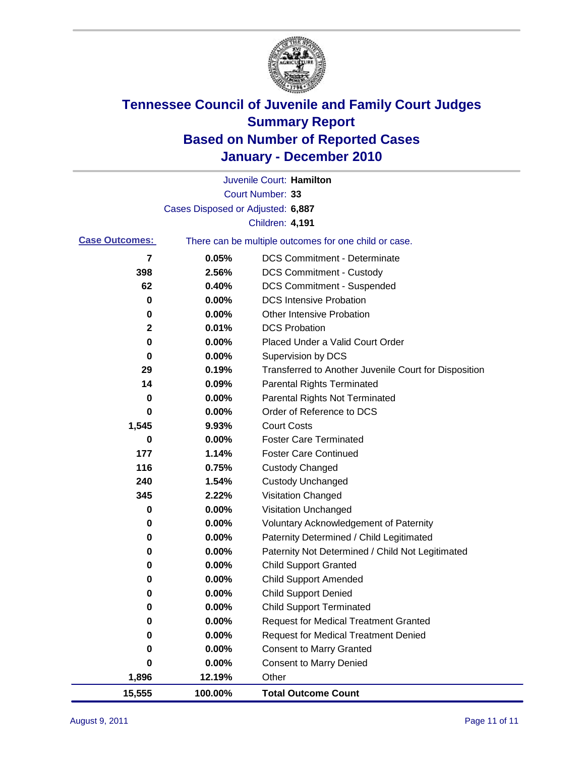# Tennessee Council of Juvenile and Family Court Judges
## Summary Report
## Based on Number of Reported Cases
## January - December 2010

Juvenile Court: **Hamilton**

Court Number: **33**

Cases Disposed or Adjusted: **6,887**

Children: **4,191**

**Case Outcomes:** There can be multiple outcomes for one child or case.

| | | |
|---|---|---|
| 7 | 0.05% | DCS Commitment - Determinate |
| 398 | 2.56% | DCS Commitment - Custody |
| 62 | 0.40% | DCS Commitment - Suspended |
| 0 | 0.00% | DCS Intensive Probation |
| 0 | 0.00% | Other Intensive Probation |
| 2 | 0.01% | DCS Probation |
| 0 | 0.00% | Placed Under a Valid Court Order |
| 0 | 0.00% | Supervision by DCS |
| 29 | 0.19% | Transferred to Another Juvenile Court for Disposition |
| 14 | 0.09% | Parental Rights Terminated |
| 0 | 0.00% | Parental Rights Not Terminated |
| 0 | 0.00% | Order of Reference to DCS |
| 1,545 | 9.93% | Court Costs |
| 0 | 0.00% | Foster Care Terminated |
| 177 | 1.14% | Foster Care Continued |
| 116 | 0.75% | Custody Changed |
| 240 | 1.54% | Custody Unchanged |
| 345 | 2.22% | Visitation Changed |
| 0 | 0.00% | Visitation Unchanged |
| 0 | 0.00% | Voluntary Acknowledgement of Paternity |
| 0 | 0.00% | Paternity Determined / Child Legitimated |
| 0 | 0.00% | Paternity Not Determined / Child Not Legitimated |
| 0 | 0.00% | Child Support Granted |
| 0 | 0.00% | Child Support Amended |
| 0 | 0.00% | Child Support Denied |
| 0 | 0.00% | Child Support Terminated |
| 0 | 0.00% | Request for Medical Treatment Granted |
| 0 | 0.00% | Request for Medical Treatment Denied |
| 0 | 0.00% | Consent to Marry Granted |
| 0 | 0.00% | Consent to Marry Denied |
| 1,896 | 12.19% | Other |
| **15,555** | **100.00%** | **Total Outcome Count** |

August 9, 2011